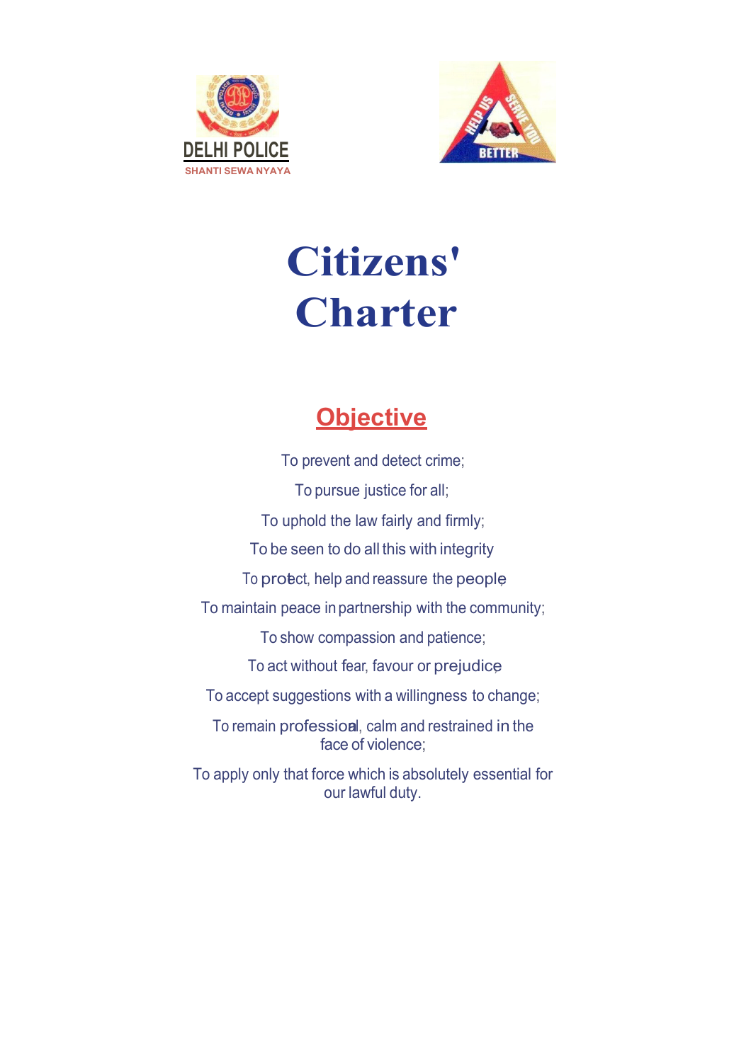DELHI POLICE

SHANTI SEWA NYAYA

HELP US SERVE YOU BETTER

# Citizens' Charter

## Objective

To prevent and detect crime;

To pursue justice for all;

To uphold the law fairly and firmly;

To be seen to do all this with integrity

To protect, help and reassure the people

To maintain peace in partnership with the community;

To show compassion and patience;

To act without fear, favour or prejudice

To accept suggestions with a willingness to change;

To remain professional, calm and restrained in the face of violence;

To apply only that force which is absolutely essential for our lawful duty.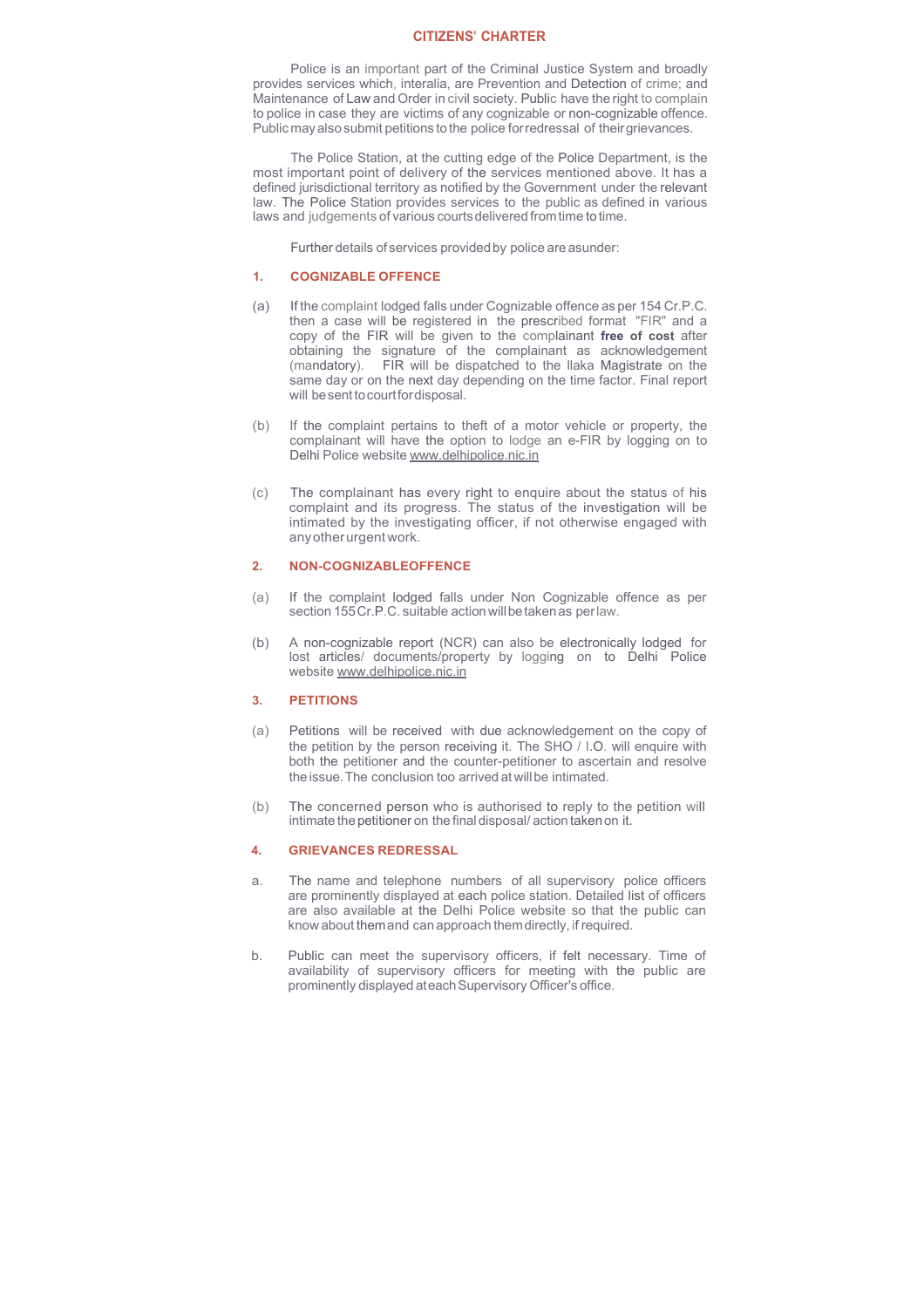# CITIZENS' CHARTER

Police is an important part of the Criminal Justice System and broadly provides services which, interalia, are Prevention and Detection of crime; and Maintenance of Law and Order in civil society. Public have the right to complain to police in case they are victims of any cognizable or non-cognizable offence. Public may also submit petitions to the police for redressal of their grievances.

The Police Station, at the cutting edge of the Police Department, is the most important point of delivery of the services mentioned above. It has a defined jurisdictional territory as notified by the Government under the relevant law. The Police Station provides services to the public as defined in various laws and judgements of various courts delivered from time to time.

Further details of services provided by police are asunder:

## 1. COGNIZABLE OFFENCE

(a) If the complaint lodged falls under Cognizable offence as per 154 Cr.P.C. then a case will be registered in the prescribed format "FIR" and a copy of the FIR will be given to the complainant **free of cost** after obtaining the signature of the complainant as acknowledgement (mandatory). FIR will be dispatched to the llaka Magistrate on the same day or on the next day depending on the time factor. Final report will be sent to court for disposal.

(b) If the complaint pertains to theft of a motor vehicle or property, the complainant will have the option to lodge an e-FIR by logging on to Delhi Police website www.delhipolice.nic.in

(c) The complainant has every right to enquire about the status of his complaint and its progress. The status of the investigation will be intimated by the investigating officer, if not otherwise engaged with any other urgent work.

## 2. NON-COGNIZABLEOFFENCE

(a) If the complaint lodged falls under Non Cognizable offence as per section 155 Cr.P.C. suitable action will be taken as per law.

(b) A non-cognizable report (NCR) can also be electronically lodged for lost articles/ documents/property by logging on to Delhi Police website www.delhipolice.nic.in

## 3. PETITIONS

(a) Petitions will be received with due acknowledgement on the copy of the petition by the person receiving it. The SHO / I.O. will enquire with both the petitioner and the counter-petitioner to ascertain and resolve the issue. The conclusion too arrived at will be intimated.

(b) The concerned person who is authorised to reply to the petition will intimate the petitioner on the final disposal/ action taken on it.

## 4. GRIEVANCES REDRESSAL

a. The name and telephone numbers of all supervisory police officers are prominently displayed at each police station. Detailed list of officers are also available at the Delhi Police website so that the public can know about them and can approach them directly, if required.

b. Public can meet the supervisory officers, if felt necessary. Time of availability of supervisory officers for meeting with the public are prominently displayed at each Supervisory Officer's office.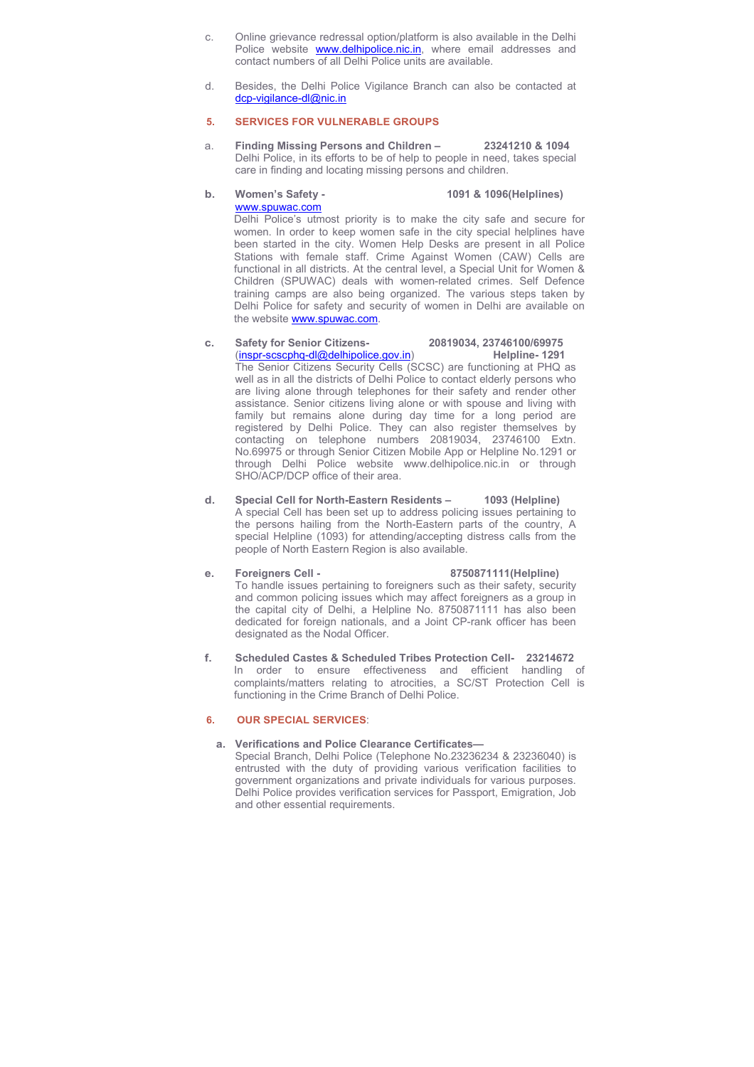c. Online grievance redressal option/platform is also available in the Delhi Police website www.delhipolice.nic.in, where email addresses and contact numbers of all Delhi Police units are available.

d. Besides, the Delhi Police Vigilance Branch can also be contacted at dcp-vigilance-dl@nic.in

## 5. SERVICES FOR VULNERABLE GROUPS

a. **Finding Missing Persons and Children – 23241210 & 1094**
Delhi Police, in its efforts to be of help to people in need, takes special care in finding and locating missing persons and children.

b. **Women's Safety - 1091 & 1096(Helplines)**
www.spuwac.com
Delhi Police's utmost priority is to make the city safe and secure for women. In order to keep women safe in the city special helplines have been started in the city. Women Help Desks are present in all Police Stations with female staff. Crime Against Women (CAW) Cells are functional in all districts. At the central level, a Special Unit for Women & Children (SPUWAC) deals with women-related crimes. Self Defence training camps are also being organized. The various steps taken by Delhi Police for safety and security of women in Delhi are available on the website www.spuwac.com.

c. **Safety for Senior Citizens- 20819034, 23746100/69975**
(inspr-scscphq-dl@delhipolice.gov.in) **Helpline- 1291**
The Senior Citizens Security Cells (SCSC) are functioning at PHQ as well as in all the districts of Delhi Police to contact elderly persons who are living alone through telephones for their safety and render other assistance. Senior citizens living alone or with spouse and living with family but remains alone during day time for a long period are registered by Delhi Police. They can also register themselves by contacting on telephone numbers 20819034, 23746100 Extn. No.69975 or through Senior Citizen Mobile App or Helpline No.1291 or through Delhi Police website www.delhipolice.nic.in or through SHO/ACP/DCP office of their area.

d. **Special Cell for North-Eastern Residents – 1093 (Helpline)**
A special Cell has been set up to address policing issues pertaining to the persons hailing from the North-Eastern parts of the country, A special Helpline (1093) for attending/accepting distress calls from the people of North Eastern Region is also available.

e. **Foreigners Cell - 8750871111(Helpline)**
To handle issues pertaining to foreigners such as their safety, security and common policing issues which may affect foreigners as a group in the capital city of Delhi, a Helpline No. 8750871111 has also been dedicated for foreign nationals, and a Joint CP-rank officer has been designated as the Nodal Officer.

f. **Scheduled Castes & Scheduled Tribes Protection Cell- 23214672**
In order to ensure effectiveness and efficient handling of complaints/matters relating to atrocities, a SC/ST Protection Cell is functioning in the Crime Branch of Delhi Police.

## 6. OUR SPECIAL SERVICES:

a. **Verifications and Police Clearance Certificates—**
Special Branch, Delhi Police (Telephone No.23236234 & 23236040) is entrusted with the duty of providing various verification facilities to government organizations and private individuals for various purposes. Delhi Police provides verification services for Passport, Emigration, Job and other essential requirements.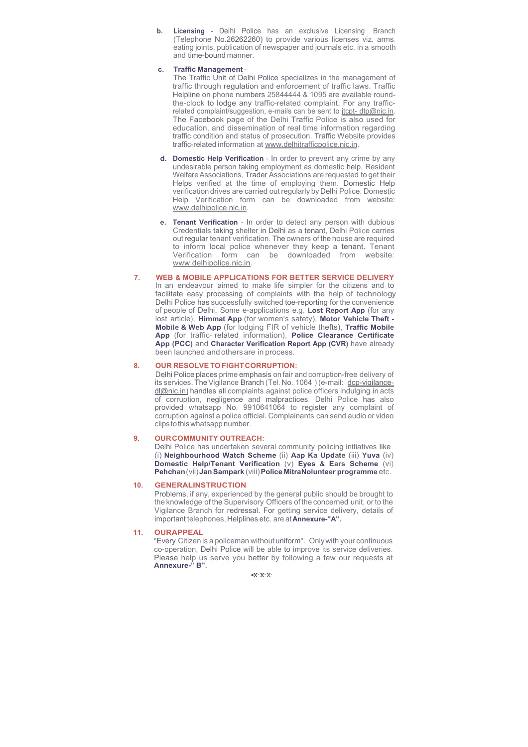b. **Licensing** - Delhi Police has an exclusive Licensing Branch (Telephone No.26262260) to provide various licenses viz. arms. eating joints, publication of newspaper and journals etc. in a smooth and time-bound manner.

c. **Traffic Management** -
The Traffic Unit of Delhi Police specializes in the management of traffic through regulation and enforcement of traffic laws. Traffic Helpline on phone numbers 25844444 & 1095 are available round-the-clock to lodge any traffic-related complaint. For any traffic-related complaint/suggestion, e-mails can be sent to jtcpt- dtp@nic.in. The Facebook page of the Delhi Traffic Police is also used for education, and dissemination of real time information regarding traffic condition and status of prosecution. Traffic Website provides traffic-related information at www.delhitrafficpolice.nic.in.

d. **Domestic Help Verification** - In order to prevent any crime by any undesirable person taking employment as domestic help, Resident Welfare Associations, Trader Associations are requested to get their Helps verified at the time of employing them. Domestic Help verification drives are carried out regularly by Delhi Police. Domestic Help Verification form can be downloaded from website: www.delhipolice.nic.in.

e. **Tenant Verification** - In order to detect any person with dubious Credentials taking shelter in Delhi as a tenant, Delhi Police carries out regular tenant verification. The owners of the house are required to inform local police whenever they keep a tenant. Tenant Verification form can be downloaded from website: www.delhipolice.nic.in.

## 7. WEB & MOBILE APPLICATIONS FOR BETTER SERVICE DELIVERY

In an endeavour aimed to make life simpler for the citizens and to facilitate easy processing of complaints with the help of technology Delhi Police has successfully switched toe-reporting for the convenience of people of Delhi. Some e-applications e.g. **Lost Report App** (for any lost article), **Himmat App** (for women's safety), **Motor Vehicle Theft - Mobile & Web App** (for lodging FIR of vehicle thefts), **Traffic Mobile App** (for traffic- related information), **Police Clearance Certificate App (PCC)** and **Character Verification Report App (CVR)** have already been launched and others are in process.

## 8. OUR RESOLVE TO FIGHT CORRUPTION:

Delhi Police places prime emphasis on fair and corruption-free delivery of its services. The Vigilance Branch (Tel. No. 1064 ) (e-mail: dcp-vigilance-dl@nic.in) handles all complaints against police officers indulging in acts of corruption, negligence and malpractices. Delhi Police has also provided whatsapp No. 9910641064 to register any complaint of corruption against a police official. Complainants can send audio or video clips to this whatsapp number.

## 9. OUR COMMUNITY OUTREACH:

Delhi Police has undertaken several community policing initiatives like (i) **Neighbourhood Watch Scheme** (ii) **Aap Ka Update** (iii) **Yuva** (iv) **Domestic Help/Tenant Verification** (v) **Eyes & Ears Scheme** (vi) **Pehchan** (vii) **Jan Sampark** (viii) **Police MitraNolunteer programme** etc.

## 10. GENERALINSTRUCTION

Problems, if any, experienced by the general public should be brought to the knowledge of the Supervisory Officers of the concerned unit, or to the Vigilance Branch for redressal. For getting service delivery, details of important telephones, Helplines etc. are at **Annexure-"A".**

## 11. OURAPPEAL

"Every Citizen is a policeman without uniform". Only with your continuous co-operation, Delhi Police will be able to improve its service deliveries. Please help us serve you better by following a few our requests at **Annexure-" B".**

•x·x·x·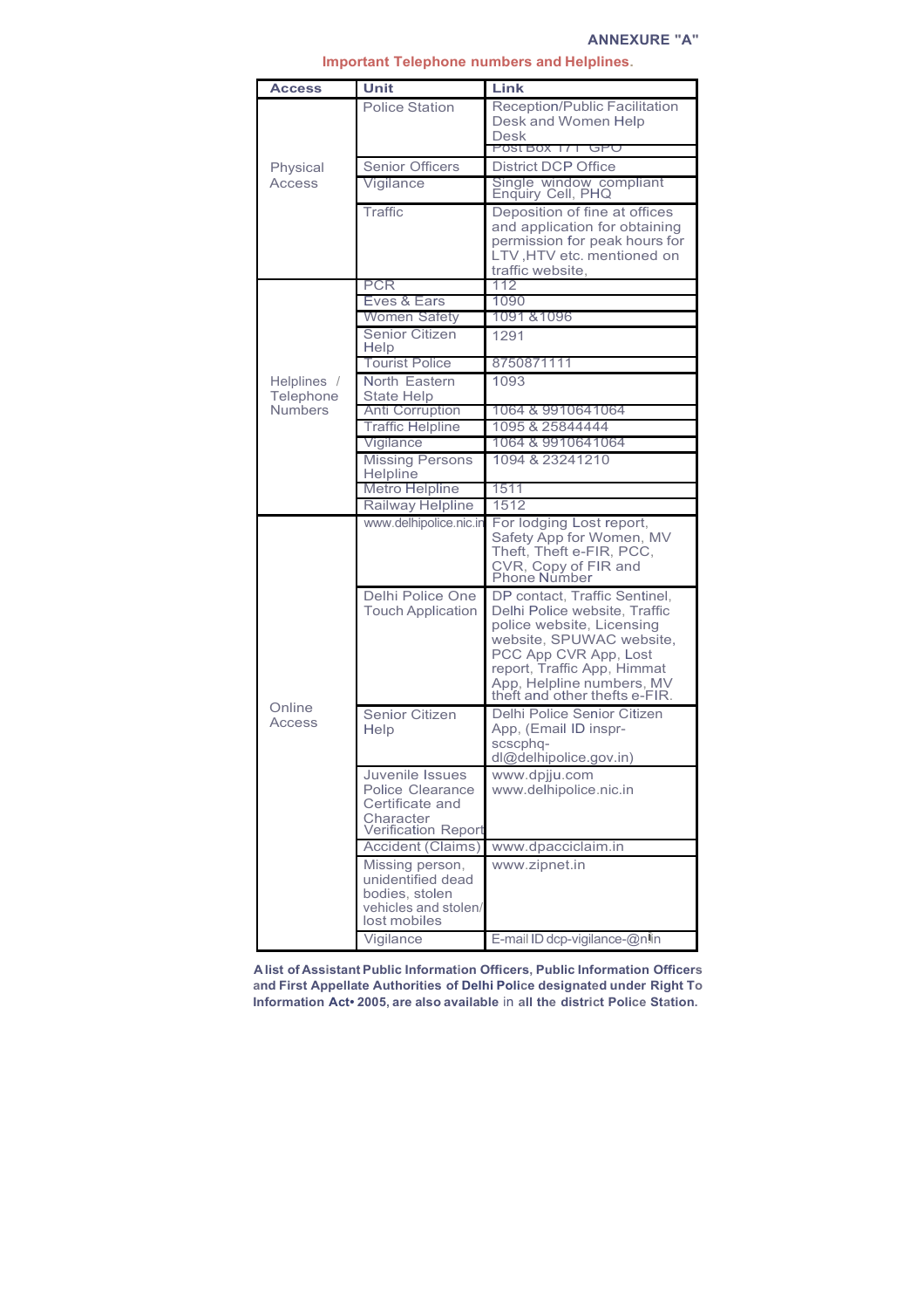ANNEXURE "A"

## Important Telephone numbers and Helplines.

| Access | Unit | Link |
|---|---|---|
| Physical Access | Police Station | Reception/Public Facilitation Desk and Women Help Desk<br>Post Box 171 GPO |
| | Senior Officers | District DCP Office |
| | Vigilance | Single window compliant Enquiry Cell, PHQ |
| | Traffic | Deposition of fine at offices and application for obtaining permission for peak hours for LTV ,HTV etc. mentioned on traffic website, |
| Helplines / Telephone Numbers | PCR | 112 |
| | Eyes & Ears | 1090 |
| | Women Safety | 1091 &1096 |
| | Senior Citizen Help | 1291 |
| | Tourist Police | 8750871111 |
| | North Eastern State Help | 1093 |
| | Anti Corruption | 1064 & 9910641064 |
| | Traffic Helpline | 1095 & 25844444 |
| | Vigilance | 1064 & 9910641064 |
| | Missing Persons Helpline | 1094 & 23241210 |
| | Metro Helpline | 1511 |
| | Railway Helpline | 1512 |
| Online Access | www.delhipolice.nic.in | For lodging Lost report, Safety App for Women, MV Theft, Theft e-FIR, PCC, CVR, Copy of FIR and Phone Number |
| | Delhi Police One Touch Application | DP contact, Traffic Sentinel, Delhi Police website, Traffic police website, Licensing website, SPUWAC website, PCC App CVR App, Lost report, Traffic App, Himmat App, Helpline numbers, MV theft and other thefts e-FIR. |
| | Senior Citizen Help | Delhi Police Senior Citizen App, (Email ID inspr-scscphq-dl@delhipolice.gov.in) |
| | Juvenile Issues Police Clearance Certificate and Character Verification Report | www.dpjju.com<br>www.delhipolice.nic.in |
| | Accident (Claims) | www.dpacciclaim.in |
| | Missing person, unidentified dead bodies, stolen vehicles and stolen/ lost mobiles | www.zipnet.in |
| | Vigilance | E-mail ID dcp-vigilance-@nic.in |

**A list of Assistant Public Information Officers, Public Information Officers and First Appellate Authorities of Delhi Police designated under Right To Information Act• 2005, are also available** in **all the district Police Station.**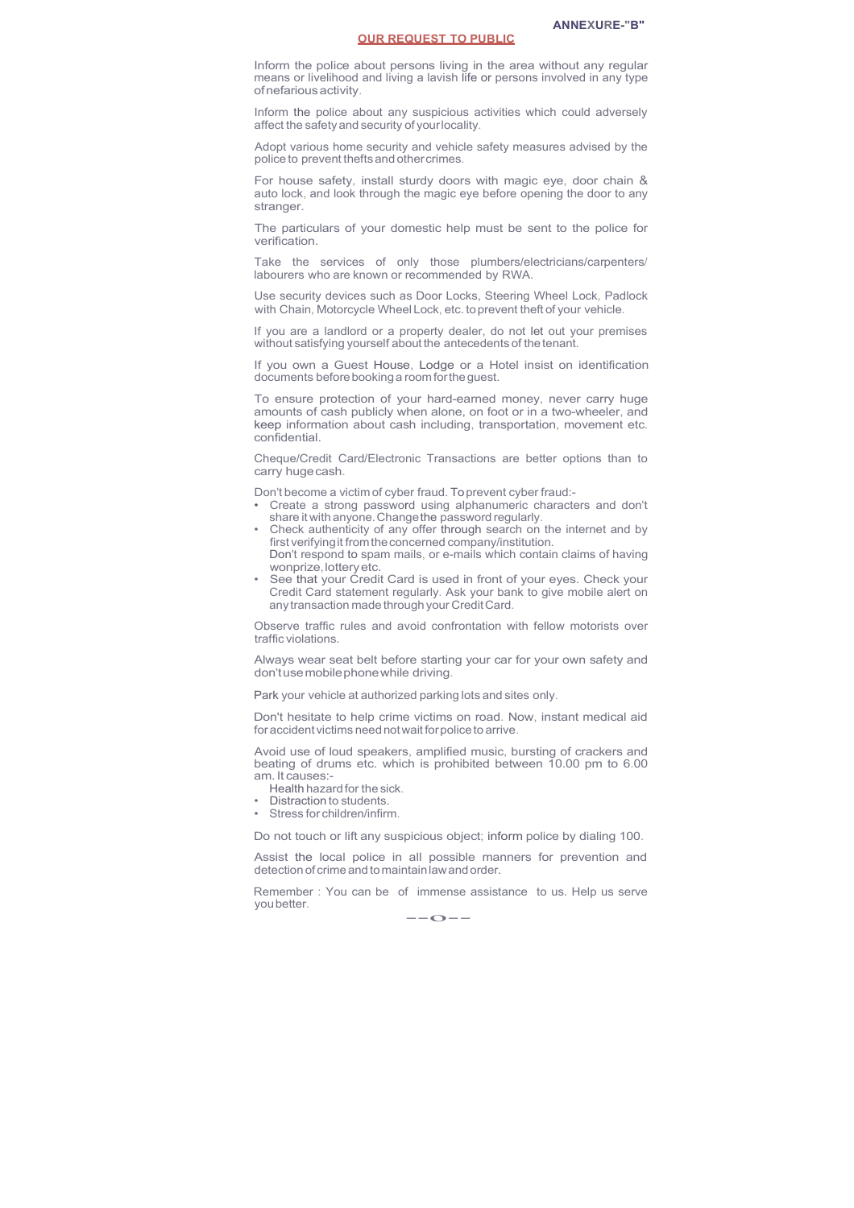ANNEXURE-"B"

## OUR REQUEST TO PUBLIC

Inform the police about persons living in the area without any regular means or livelihood and living a lavish life or persons involved in any type of nefarious activity.

Inform the police about any suspicious activities which could adversely affect the safety and security of your locality.

Adopt various home security and vehicle safety measures advised by the police to prevent thefts and other crimes.

For house safety, install sturdy doors with magic eye, door chain & auto lock, and look through the magic eye before opening the door to any stranger.

The particulars of your domestic help must be sent to the police for verification.

Take the services of only those plumbers/electricians/carpenters/ labourers who are known or recommended by RWA.

Use security devices such as Door Locks, Steering Wheel Lock, Padlock with Chain, Motorcycle Wheel Lock, etc. to prevent theft of your vehicle.

If you are a landlord or a property dealer, do not let out your premises without satisfying yourself about the antecedents of the tenant.

If you own a Guest House, Lodge or a Hotel insist on identification documents before booking a room for the guest.

To ensure protection of your hard-earned money, never carry huge amounts of cash publicly when alone, on foot or in a two-wheeler, and keep information about cash including, transportation, movement etc. confidential.

Cheque/Credit Card/Electronic Transactions are better options than to carry huge cash.

Don't become a victim of cyber fraud. To prevent cyber fraud:-

- Create a strong password using alphanumeric characters and don't share it with anyone. Change the password regularly.
- Check authenticity of any offer through search on the internet and by first verifying it from the concerned company/institution.
  Don't respond to spam mails, or e-mails which contain claims of having won prize, lottery etc.
- See that your Credit Card is used in front of your eyes. Check your Credit Card statement regularly. Ask your bank to give mobile alert on any transaction made through your Credit Card.

Observe traffic rules and avoid confrontation with fellow motorists over traffic violations.

Always wear seat belt before starting your car for your own safety and don't use mobile phone while driving.

Park your vehicle at authorized parking lots and sites only.

Don't hesitate to help crime victims on road. Now, instant medical aid for accident victims need not wait for police to arrive.

Avoid use of loud speakers, amplified music, bursting of crackers and beating of drums etc. which is prohibited between 10.00 pm to 6.00 am. It causes:-

- Health hazard for the sick.
- Distraction to students.
- Stress for children/infirm.

Do not touch or lift any suspicious object; inform police by dialing 100.

Assist the local police in all possible manners for prevention and detection of crime and to maintain law and order.

Remember : You can be of immense assistance to us. Help us serve you better.

--o--